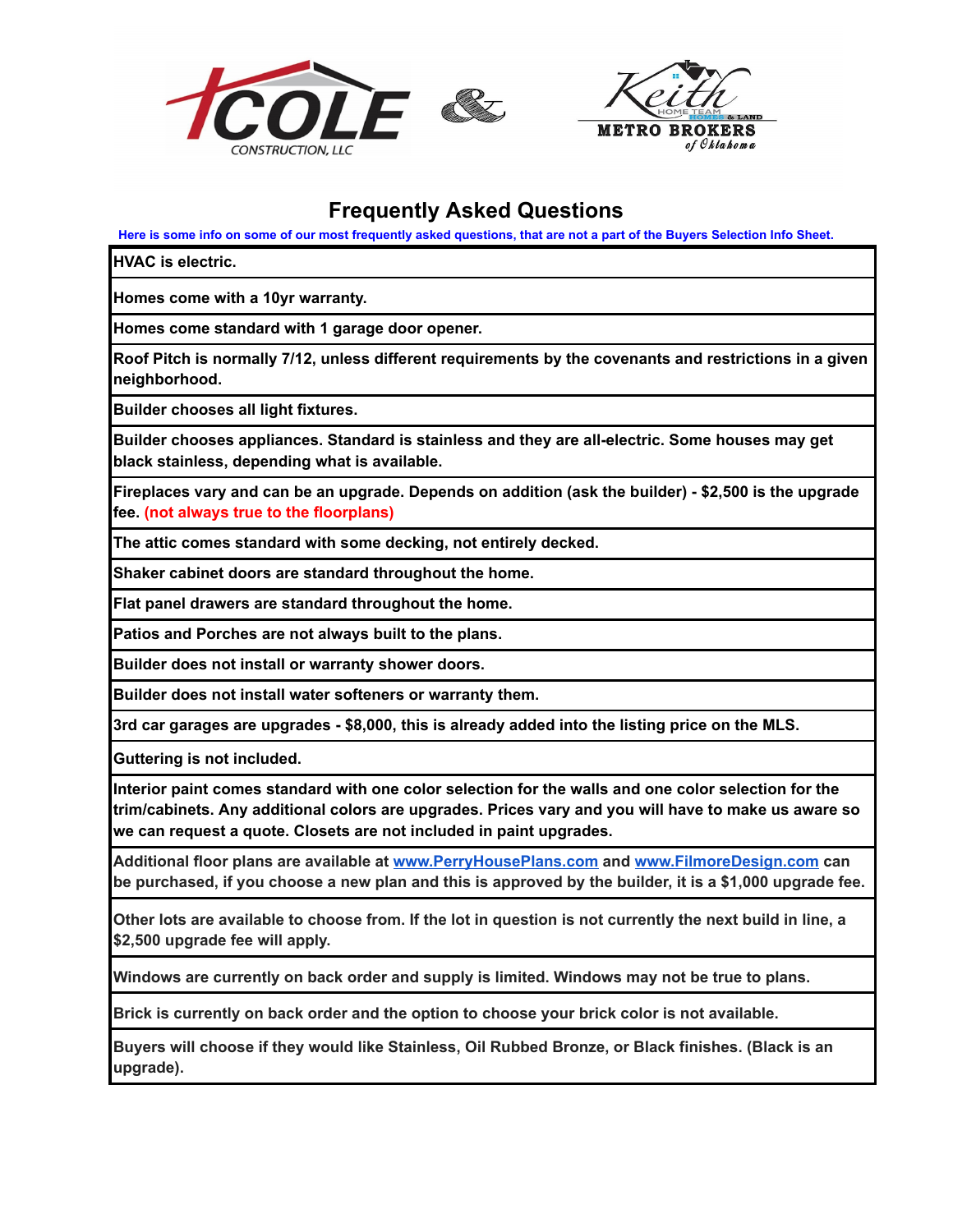COLE CONSTRUCTION, LLC & Keith Home Team Homes & Land METRO BROKERS of Oklahoma

# Frequently Asked Questions

**Here is some info on some of our most frequently asked questions, that are not a part of the Buyers Selection Info Sheet.**

| |
|---|
| **HVAC is electric.** |
| **Homes come with a 10yr warranty.** |
| **Homes come standard with 1 garage door opener.** |
| **Roof Pitch is normally 7/12, unless different requirements by the covenants and restrictions in a given neighborhood.** |
| **Builder chooses all light fixtures.** |
| **Builder chooses appliances. Standard is stainless and they are all-electric. Some houses may get black stainless, depending what is available.** |
| **Fireplaces vary and can be an upgrade. Depends on addition (ask the builder) - $2,500 is the upgrade fee. (not always true to the floorplans)** |
| **The attic comes standard with some decking, not entirely decked.** |
| **Shaker cabinet doors are standard throughout the home.** |
| **Flat panel drawers are standard throughout the home.** |
| **Patios and Porches are not always built to the plans.** |
| **Builder does not install or warranty shower doors.** |
| **Builder does not install water softeners or warranty them.** |
| **3rd car garages are upgrades - $8,000, this is already added into the listing price on the MLS.** |
| **Guttering is not included.** |
| **Interior paint comes standard with one color selection for the walls and one color selection for the trim/cabinets. Any additional colors are upgrades. Prices vary and you will have to make us aware so we can request a quote. Closets are not included in paint upgrades.** |
| **Additional floor plans are available at www.PerryHousePlans.com and www.FilmoreDesign.com can be purchased, if you choose a new plan and this is approved by the builder, it is a $1,000 upgrade fee.** |
| **Other lots are available to choose from. If the lot in question is not currently the next build in line, a $2,500 upgrade fee will apply.** |
| **Windows are currently on back order and supply is limited. Windows may not be true to plans.** |
| **Brick is currently on back order and the option to choose your brick color is not available.** |
| **Buyers will choose if they would like Stainless, Oil Rubbed Bronze, or Black finishes. (Black is an upgrade).** |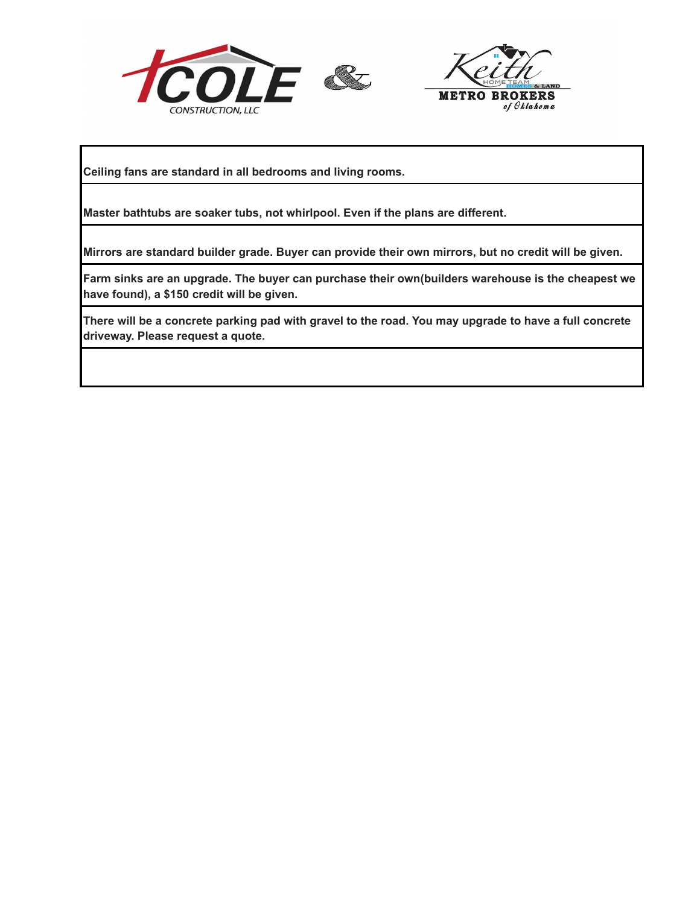| |
|---|
| **Ceiling fans are standard in all bedrooms and living rooms.** |
| **Master bathtubs are soaker tubs, not whirlpool. Even if the plans are different.** |
| **Mirrors are standard builder grade. Buyer can provide their own mirrors, but no credit will be given.** |
| **Farm sinks are an upgrade. The buyer can purchase their own(builders warehouse is the cheapest we have found), a $150 credit will be given.** |
| **There will be a concrete parking pad with gravel to the road. You may upgrade to have a full concrete driveway. Please request a quote.** |
| |